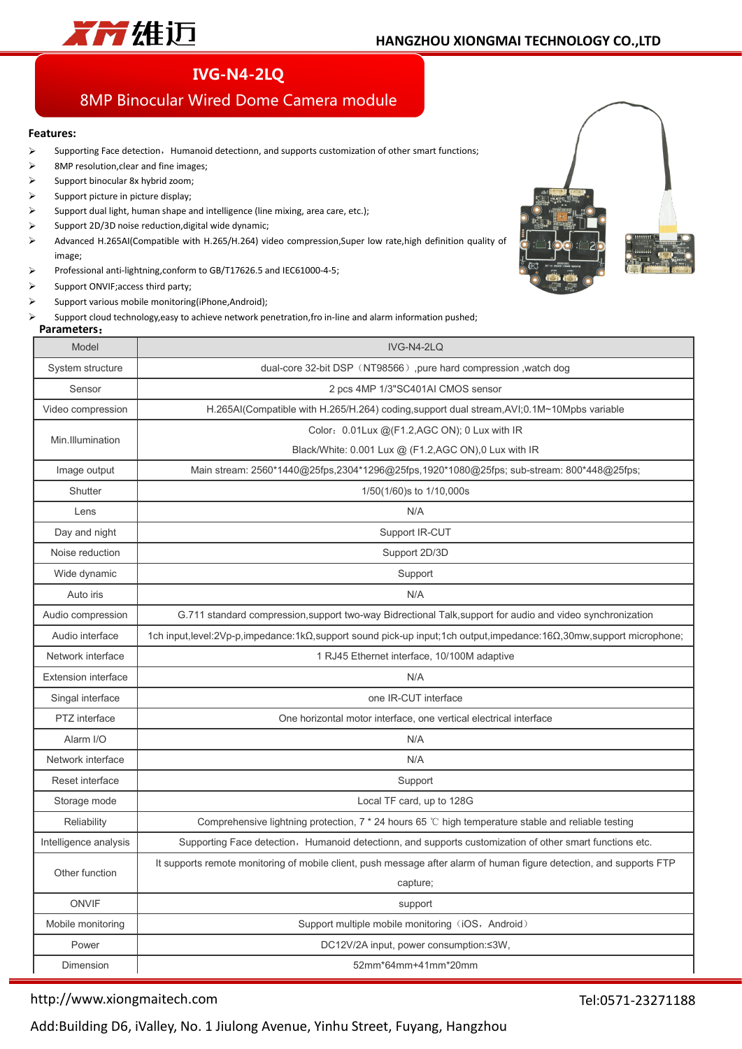# IVG-N4-2LQ

## 8MP Binocular Wired Dome Camera module

**Features:**

- Supporting Face detection，Humanoid detectionn, and supports customization of other smart functions;
- 8MP resolution,clear and fine images;
- Support binocular 8x hybrid zoom;
- Support picture in picture display;
- Support dual light, human shape and intelligence (line mixing, area care, etc.);
- Support 2D/3D noise reduction,digital wide dynamic;
- Advanced H.265AI(Compatible with H.265/H.264) video compression,Super low rate,high definition quality of image;
- Professional anti-lightning,conform to GB/T17626.5 and IEC61000-4-5;
- Support ONVIF;access third party;
- Support various mobile monitoring(iPhone,Android);
- Support cloud technology,easy to achieve network penetration,fro in-line and alarm information pushed;

**Parameters：**

| Model | IVG-N4-2LQ |
|---|---|
| System structure | dual-core 32-bit DSP（NT98566）,pure hard compression ,watch dog |
| Sensor | 2 pcs 4MP 1/3"SC401AI CMOS sensor |
| Video compression | H.265AI(Compatible with H.265/H.264) coding,support dual stream,AVI;0.1M~10Mpbs variable |
| Min.Illumination | Color：0.01Lux @(F1.2,AGC ON); 0 Lux with IR<br>Black/White: 0.001 Lux @ (F1.2,AGC ON),0 Lux with IR |
| Image output | Main stream: 2560*1440@25fps,2304*1296@25fps,1920*1080@25fps; sub-stream: 800*448@25fps; |
| Shutter | 1/50(1/60)s to 1/10,000s |
| Lens | N/A |
| Day and night | Support IR-CUT |
| Noise reduction | Support 2D/3D |
| Wide dynamic | Support |
| Auto iris | N/A |
| Audio compression | G.711 standard compression,support two-way Bidrectional Talk,support for audio and video synchronization |
| Audio interface | 1ch input,level:2Vp-p,impedance:1kΩ,support sound pick-up input;1ch output,impedance:16Ω,30mw,support microphone; |
| Network interface | 1 RJ45 Ethernet interface, 10/100M adaptive |
| Extension interface | N/A |
| Singal interface | one IR-CUT interface |
| PTZ interface | One horizontal motor interface, one vertical electrical interface |
| Alarm I/O | N/A |
| Network interface | N/A |
| Reset interface | Support |
| Storage mode | Local TF card, up to 128G |
| Reliability | Comprehensive lightning protection, 7 * 24 hours 65 ℃ high temperature stable and reliable testing |
| Intelligence analysis | Supporting Face detection，Humanoid detectionn, and supports customization of other smart functions etc. |
| Other function | It supports remote monitoring of mobile client, push message after alarm of human figure detection, and supports FTP capture; |
| ONVIF | support |
| Mobile monitoring | Support multiple mobile monitoring（iOS，Android） |
| Power | DC12V/2A input, power consumption:≤3W, |
| Dimension | 52mm*64mm+41mm*20mm |

http://www.xiongmaitech.com Tel:0571-23271188

Add:Building D6, iValley, No. 1 Jiulong Avenue, Yinhu Street, Fuyang, Hangzhou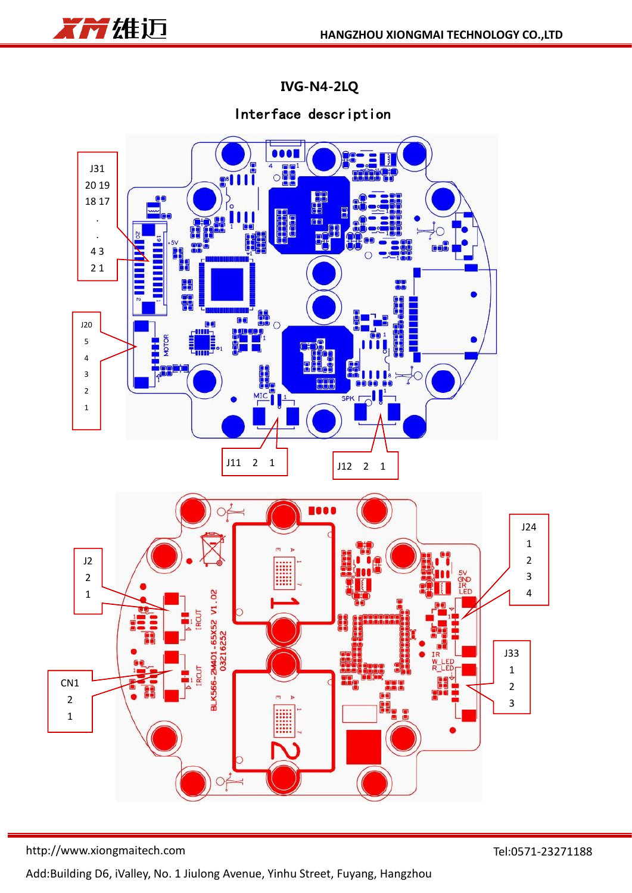# IVG-N4-2LQ

## Interface description

J31
20 19
18 17
.
.
4 3
2 1

J20
5
4
3
2
1

J11 2 1

J12 2 1

J2
2
1

CN1
2
1

J24
1
2
3
4

J33
1
2
3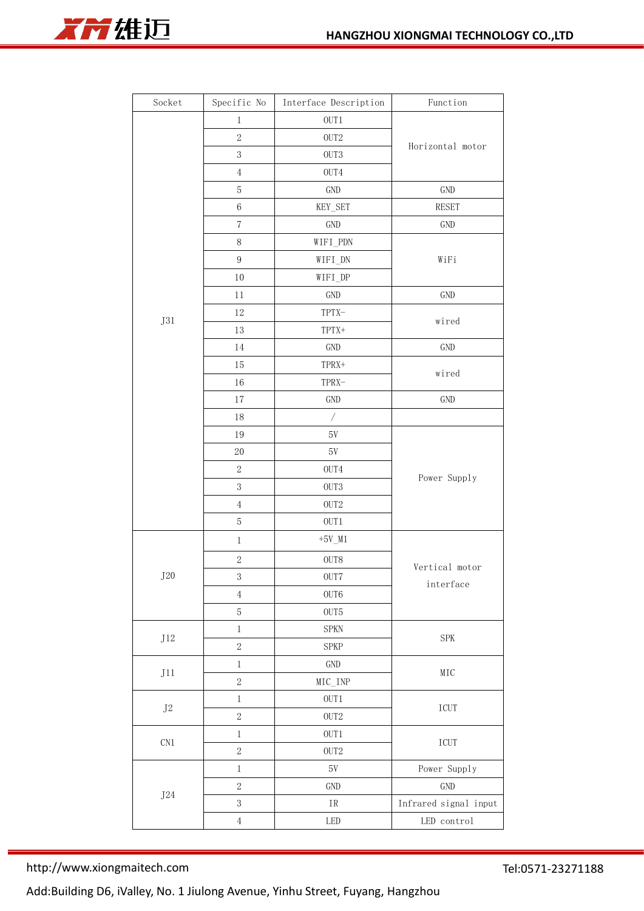| Socket | Specific No | Interface Description | Function |
|---|---|---|---|
| J31 | 1 | OUT1 | Horizontal motor |
| | 2 | OUT2 | |
| | 3 | OUT3 | |
| | 4 | OUT4 | |
| | 5 | GND | GND |
| | 6 | KEY_SET | RESET |
| | 7 | GND | GND |
| | 8 | WIFI_PDN | WiFi |
| | 9 | WIFI_DN | |
| | 10 | WIFI_DP | |
| | 11 | GND | GND |
| | 12 | TPTX- | wired |
| | 13 | TPTX+ | |
| | 14 | GND | GND |
| | 15 | TPRX+ | wired |
| | 16 | TPRX- | |
| | 17 | GND | GND |
| | 18 | / | |
| | 19 | 5V | Power Supply |
| | 20 | 5V | |
| | 2 | OUT4 | |
| | 3 | OUT3 | |
| | 4 | OUT2 | |
| | 5 | OUT1 | |
| J20 | 1 | +5V_M1 | Vertical motor interface |
| | 2 | OUT8 | |
| | 3 | OUT7 | |
| | 4 | OUT6 | |
| | 5 | OUT5 | |
| J12 | 1 | SPKN | SPK |
| | 2 | SPKP | |
| J11 | 1 | GND | MIC |
| | 2 | MIC_INP | |
| J2 | 1 | OUT1 | ICUT |
| | 2 | OUT2 | |
| CN1 | 1 | OUT1 | ICUT |
| | 2 | OUT2 | |
| J24 | 1 | 5V | Power Supply |
| | 2 | GND | GND |
| | 3 | IR | Infrared signal input |
| | 4 | LED | LED control |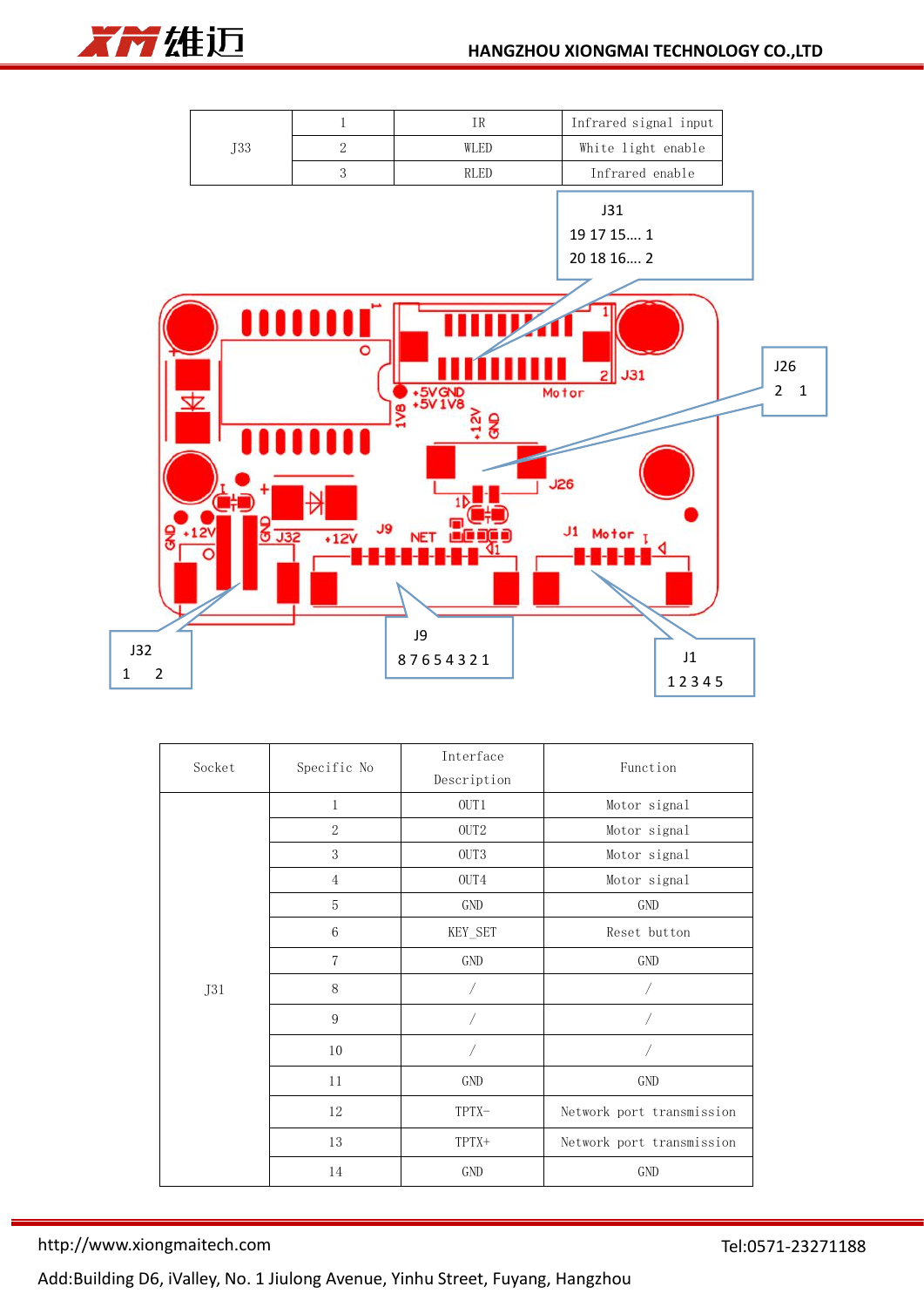| J33 | 1 | IR | Infrared signal input |
|---|---|---|---|
| | 2 | WLED | White light enable |
| | 3 | RLED | Infrared enable |

J31
19 17 15…. 1
20 18 16…. 2

J26
2 1

J32
1 2

J9
8 7 6 5 4 3 2 1

J1
1 2 3 4 5

| Socket | Specific No | Interface Description | Function |
|---|---|---|---|
| J31 | 1 | OUT1 | Motor signal |
| | 2 | OUT2 | Motor signal |
| | 3 | OUT3 | Motor signal |
| | 4 | OUT4 | Motor signal |
| | 5 | GND | GND |
| | 6 | KEY_SET | Reset button |
| | 7 | GND | GND |
| | 8 | / | / |
| | 9 | / | / |
| | 10 | / | / |
| | 11 | GND | GND |
| | 12 | TPTX- | Network port transmission |
| | 13 | TPTX+ | Network port transmission |
| | 14 | GND | GND |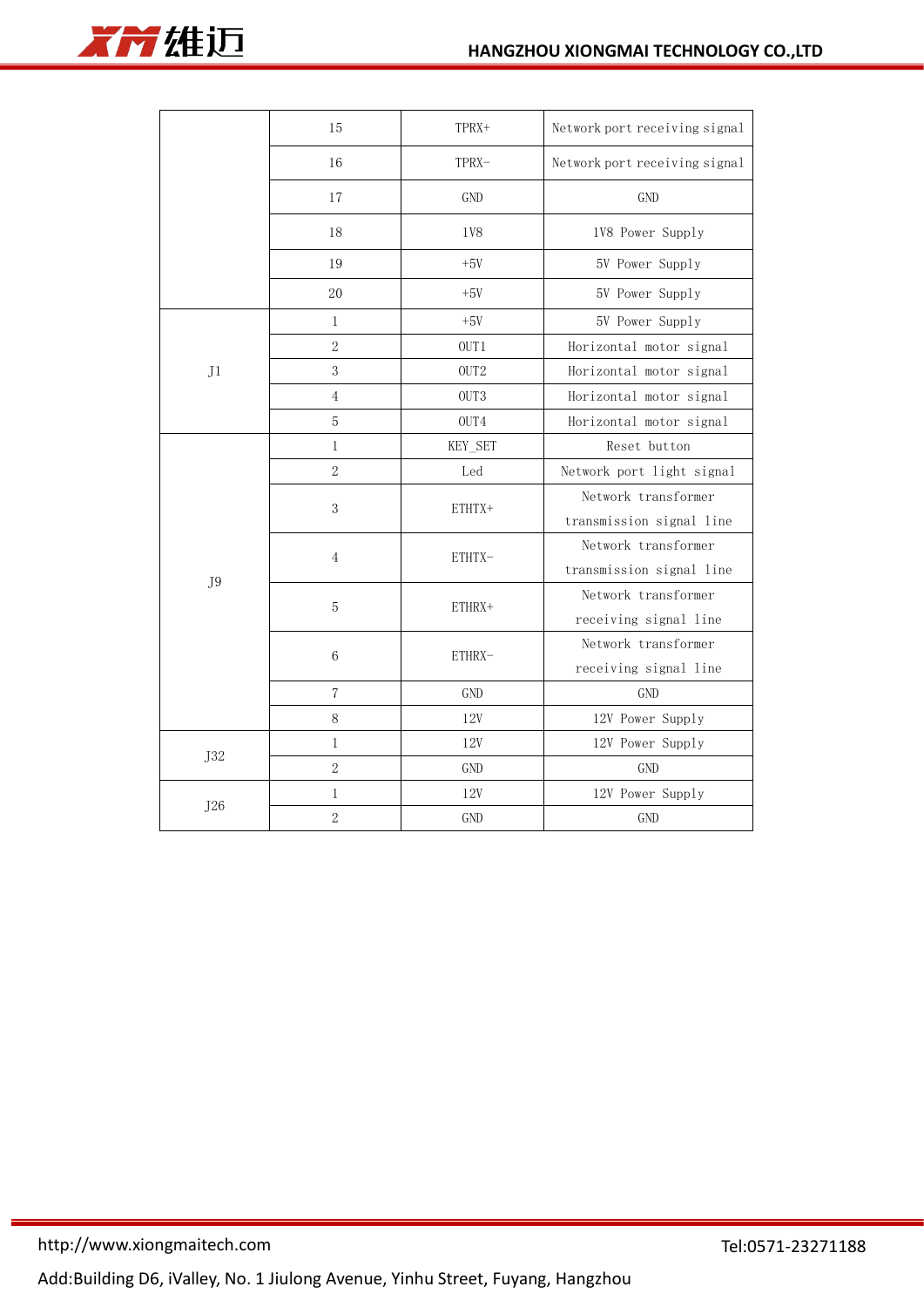| | | | |
|---|---|---|---|
| | 15 | TPRX+ | Network port receiving signal |
| | 16 | TPRX- | Network port receiving signal |
| | 17 | GND | GND |
| | 18 | 1V8 | 1V8 Power Supply |
| | 19 | +5V | 5V Power Supply |
| | 20 | +5V | 5V Power Supply |
| J1 | 1 | +5V | 5V Power Supply |
| | 2 | OUT1 | Horizontal motor signal |
| | 3 | OUT2 | Horizontal motor signal |
| | 4 | OUT3 | Horizontal motor signal |
| | 5 | OUT4 | Horizontal motor signal |
| J9 | 1 | KEY_SET | Reset button |
| | 2 | Led | Network port light signal |
| | 3 | ETHTX+ | Network transformer transmission signal line |
| | 4 | ETHTX- | Network transformer transmission signal line |
| | 5 | ETHRX+ | Network transformer receiving signal line |
| | 6 | ETHRX- | Network transformer receiving signal line |
| | 7 | GND | GND |
| | 8 | 12V | 12V Power Supply |
| J32 | 1 | 12V | 12V Power Supply |
| | 2 | GND | GND |
| J26 | 1 | 12V | 12V Power Supply |
| | 2 | GND | GND |